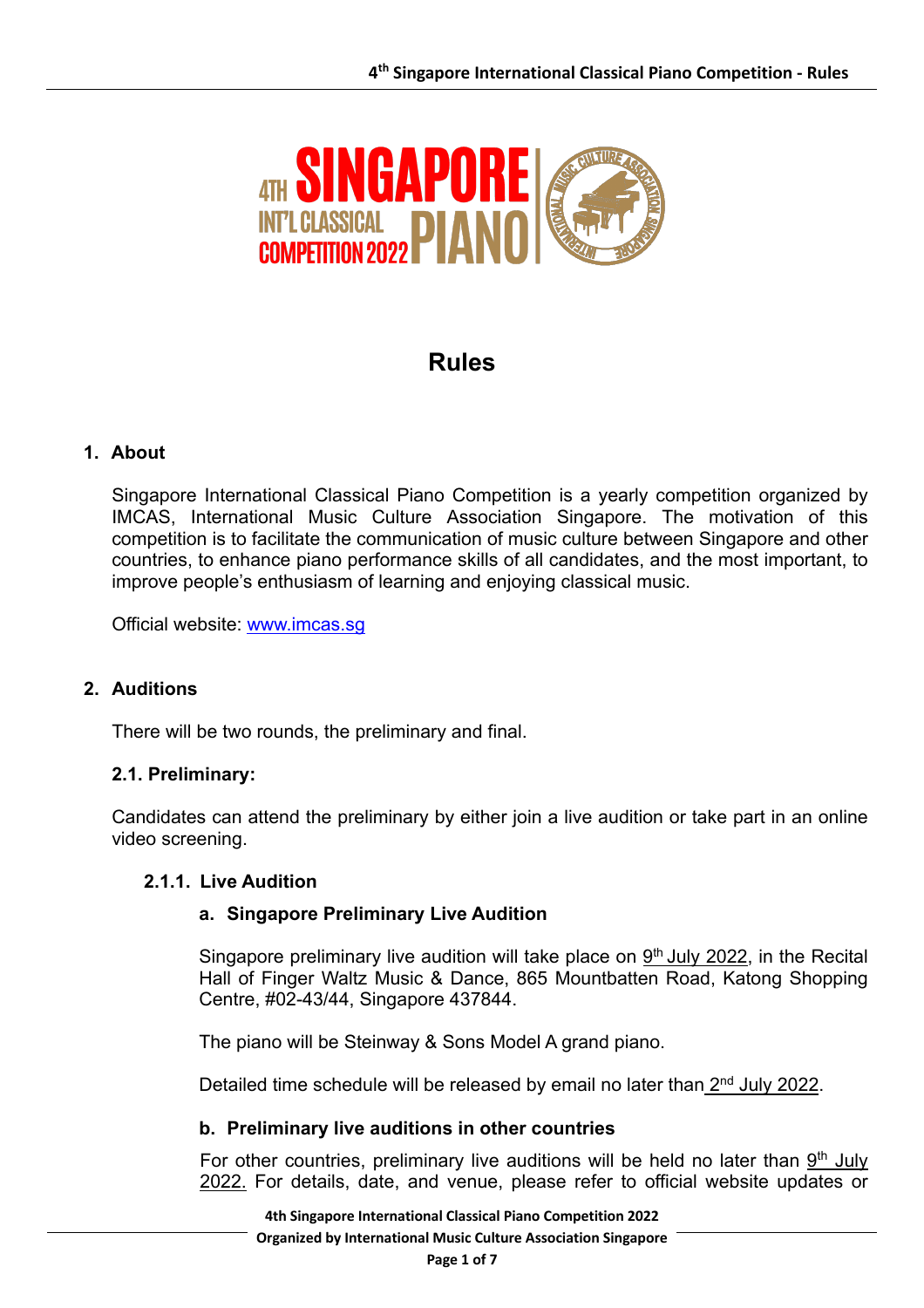# Rules

## 1. About

Singapore International Classical Piano Competition is a yearly competition organized by IMCAS, International Music Culture Association Singapore. The motivation of this competition is to facilitate the communication of music culture between Singapore and other countries, to enhance piano performance skills of all candidates, and the most important, to improve people's enthusiasm of learning and enjoying classical music.

Official website: www.imcas.sg

## 2. Auditions

There will be two rounds, the preliminary and final.

### 2.1. Preliminary:

Candidates can attend the preliminary by either join a live audition or take part in an online video screening.

#### 2.1.1. Live Audition

**a. Singapore Preliminary Live Audition**

Singapore preliminary live audition will take place on 9th July 2022, in the Recital Hall of Finger Waltz Music & Dance, 865 Mountbatten Road, Katong Shopping Centre, #02-43/44, Singapore 437844.

The piano will be Steinway & Sons Model A grand piano.

Detailed time schedule will be released by email no later than 2nd July 2022.

**b. Preliminary live auditions in other countries**

For other countries, preliminary live auditions will be held no later than 9th July 2022. For details, date, and venue, please refer to official website updates or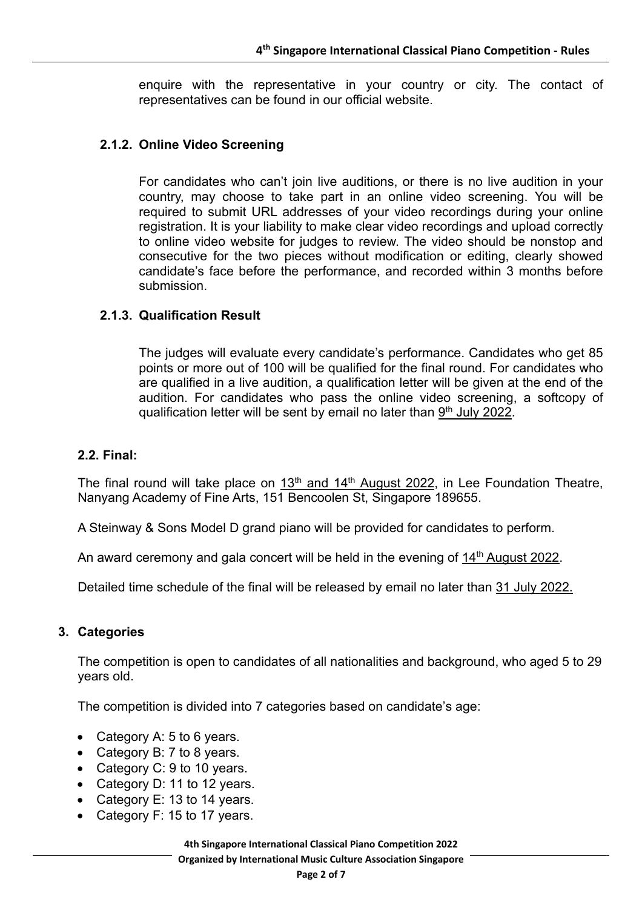enquire with the representative in your country or city. The contact of representatives can be found in our official website.

### 2.1.2. Online Video Screening

For candidates who can't join live auditions, or there is no live audition in your country, may choose to take part in an online video screening. You will be required to submit URL addresses of your video recordings during your online registration. It is your liability to make clear video recordings and upload correctly to online video website for judges to review. The video should be nonstop and consecutive for the two pieces without modification or editing, clearly showed candidate's face before the performance, and recorded within 3 months before submission.

### 2.1.3. Qualification Result

The judges will evaluate every candidate's performance. Candidates who get 85 points or more out of 100 will be qualified for the final round. For candidates who are qualified in a live audition, a qualification letter will be given at the end of the audition. For candidates who pass the online video screening, a softcopy of qualification letter will be sent by email no later than 9th July 2022.

## 2.2. Final:

The final round will take place on 13th and 14th August 2022, in Lee Foundation Theatre, Nanyang Academy of Fine Arts, 151 Bencoolen St, Singapore 189655.

A Steinway & Sons Model D grand piano will be provided for candidates to perform.

An award ceremony and gala concert will be held in the evening of 14th August 2022.

Detailed time schedule of the final will be released by email no later than 31 July 2022.

## 3. Categories

The competition is open to candidates of all nationalities and background, who aged 5 to 29 years old.

The competition is divided into 7 categories based on candidate's age:

- Category A: 5 to 6 years.
- Category B: 7 to 8 years.
- Category C: 9 to 10 years.
- Category D: 11 to 12 years.
- Category E: 13 to 14 years.
- Category F: 15 to 17 years.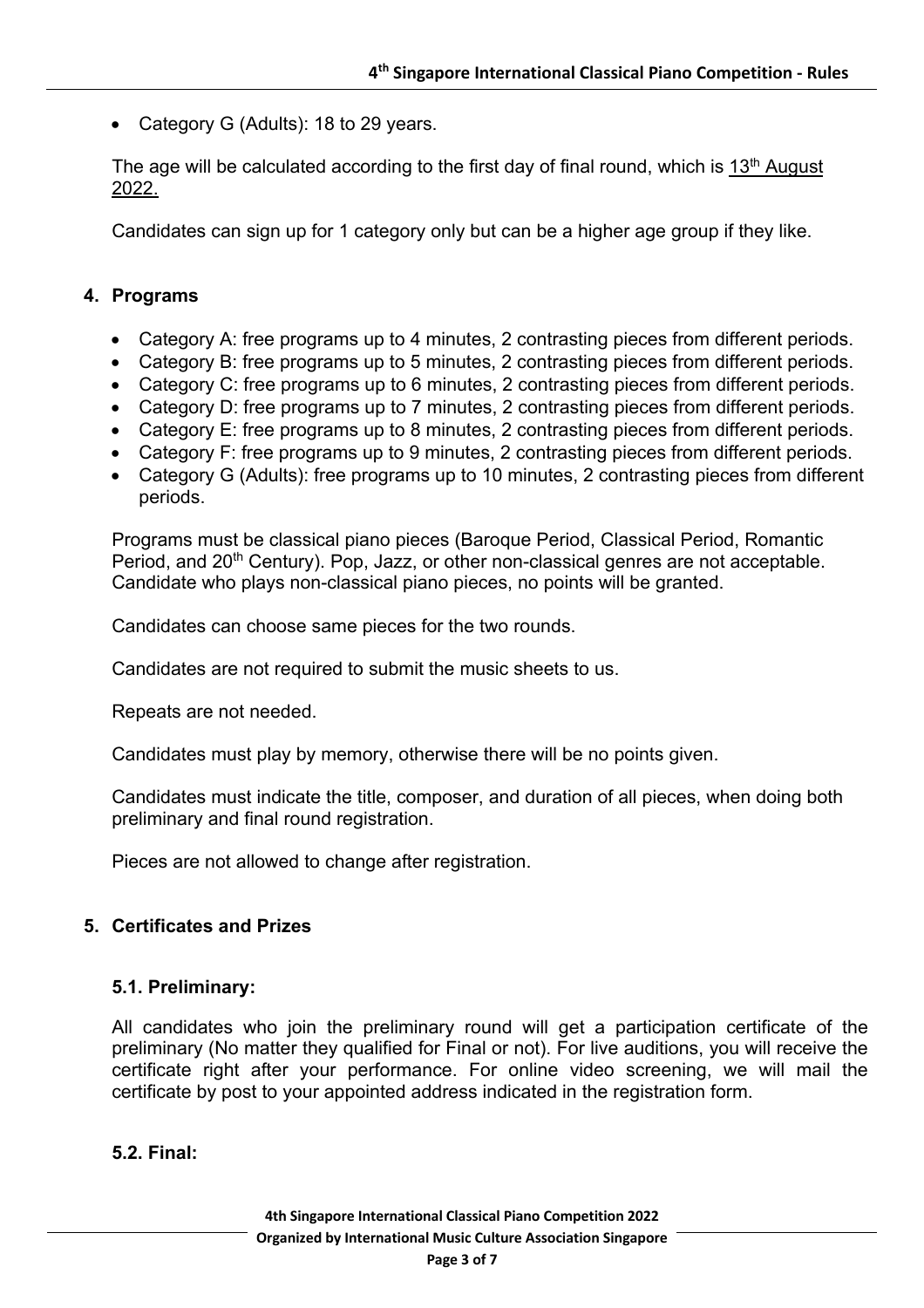- Category G (Adults): 18 to 29 years.

The age will be calculated according to the first day of final round, which is 13th August 2022.

Candidates can sign up for 1 category only but can be a higher age group if they like.

## 4. Programs

- Category A: free programs up to 4 minutes, 2 contrasting pieces from different periods.
- Category B: free programs up to 5 minutes, 2 contrasting pieces from different periods.
- Category C: free programs up to 6 minutes, 2 contrasting pieces from different periods.
- Category D: free programs up to 7 minutes, 2 contrasting pieces from different periods.
- Category E: free programs up to 8 minutes, 2 contrasting pieces from different periods.
- Category F: free programs up to 9 minutes, 2 contrasting pieces from different periods.
- Category G (Adults): free programs up to 10 minutes, 2 contrasting pieces from different periods.

Programs must be classical piano pieces (Baroque Period, Classical Period, Romantic Period, and 20th Century). Pop, Jazz, or other non-classical genres are not acceptable. Candidate who plays non-classical piano pieces, no points will be granted.

Candidates can choose same pieces for the two rounds.

Candidates are not required to submit the music sheets to us.

Repeats are not needed.

Candidates must play by memory, otherwise there will be no points given.

Candidates must indicate the title, composer, and duration of all pieces, when doing both preliminary and final round registration.

Pieces are not allowed to change after registration.

## 5. Certificates and Prizes

### 5.1. Preliminary:

All candidates who join the preliminary round will get a participation certificate of the preliminary (No matter they qualified for Final or not). For live auditions, you will receive the certificate right after your performance. For online video screening, we will mail the certificate by post to your appointed address indicated in the registration form.

### 5.2. Final: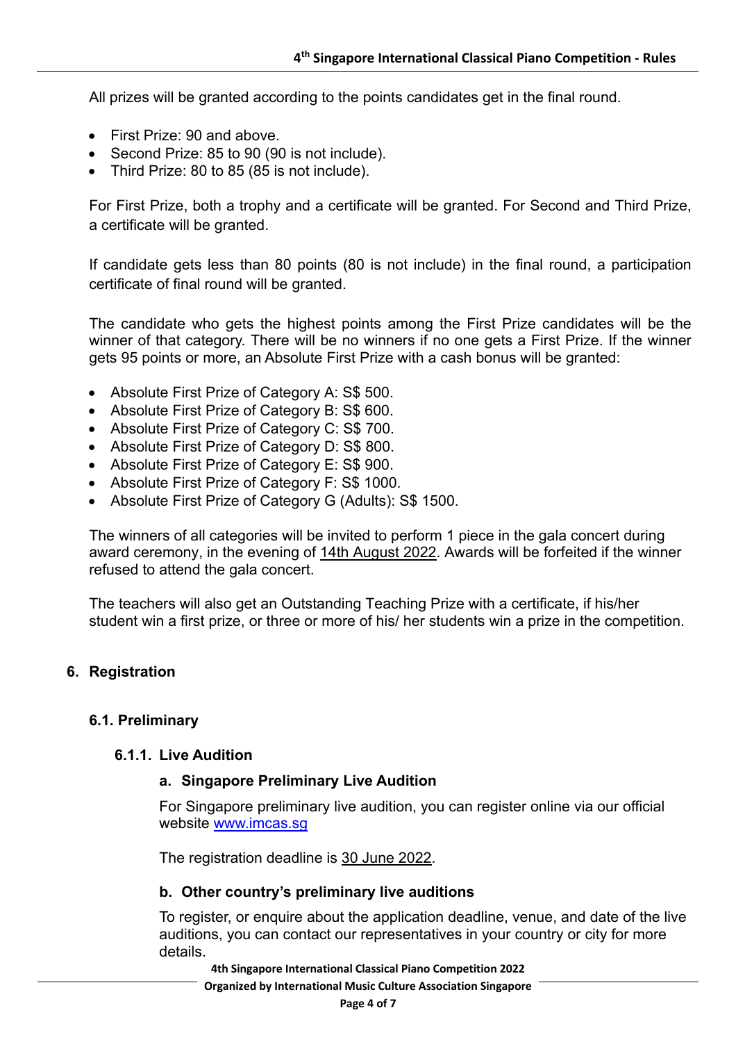All prizes will be granted according to the points candidates get in the final round.

- First Prize: 90 and above.
- Second Prize: 85 to 90 (90 is not include).
- Third Prize: 80 to 85 (85 is not include).

For First Prize, both a trophy and a certificate will be granted. For Second and Third Prize, a certificate will be granted.

If candidate gets less than 80 points (80 is not include) in the final round, a participation certificate of final round will be granted.

The candidate who gets the highest points among the First Prize candidates will be the winner of that category. There will be no winners if no one gets a First Prize. If the winner gets 95 points or more, an Absolute First Prize with a cash bonus will be granted:

- Absolute First Prize of Category A: S$ 500.
- Absolute First Prize of Category B: S$ 600.
- Absolute First Prize of Category C: S$ 700.
- Absolute First Prize of Category D: S$ 800.
- Absolute First Prize of Category E: S$ 900.
- Absolute First Prize of Category F: S$ 1000.
- Absolute First Prize of Category G (Adults): S$ 1500.

The winners of all categories will be invited to perform 1 piece in the gala concert during award ceremony, in the evening of 14th August 2022. Awards will be forfeited if the winner refused to attend the gala concert.

The teachers will also get an Outstanding Teaching Prize with a certificate, if his/her student win a first prize, or three or more of his/ her students win a prize in the competition.

## 6. Registration

### 6.1. Preliminary

#### 6.1.1. Live Audition

##### a. Singapore Preliminary Live Audition

For Singapore preliminary live audition, you can register online via our official website www.imcas.sg

The registration deadline is 30 June 2022.

##### b. Other country's preliminary live auditions

To register, or enquire about the application deadline, venue, and date of the live auditions, you can contact our representatives in your country or city for more details.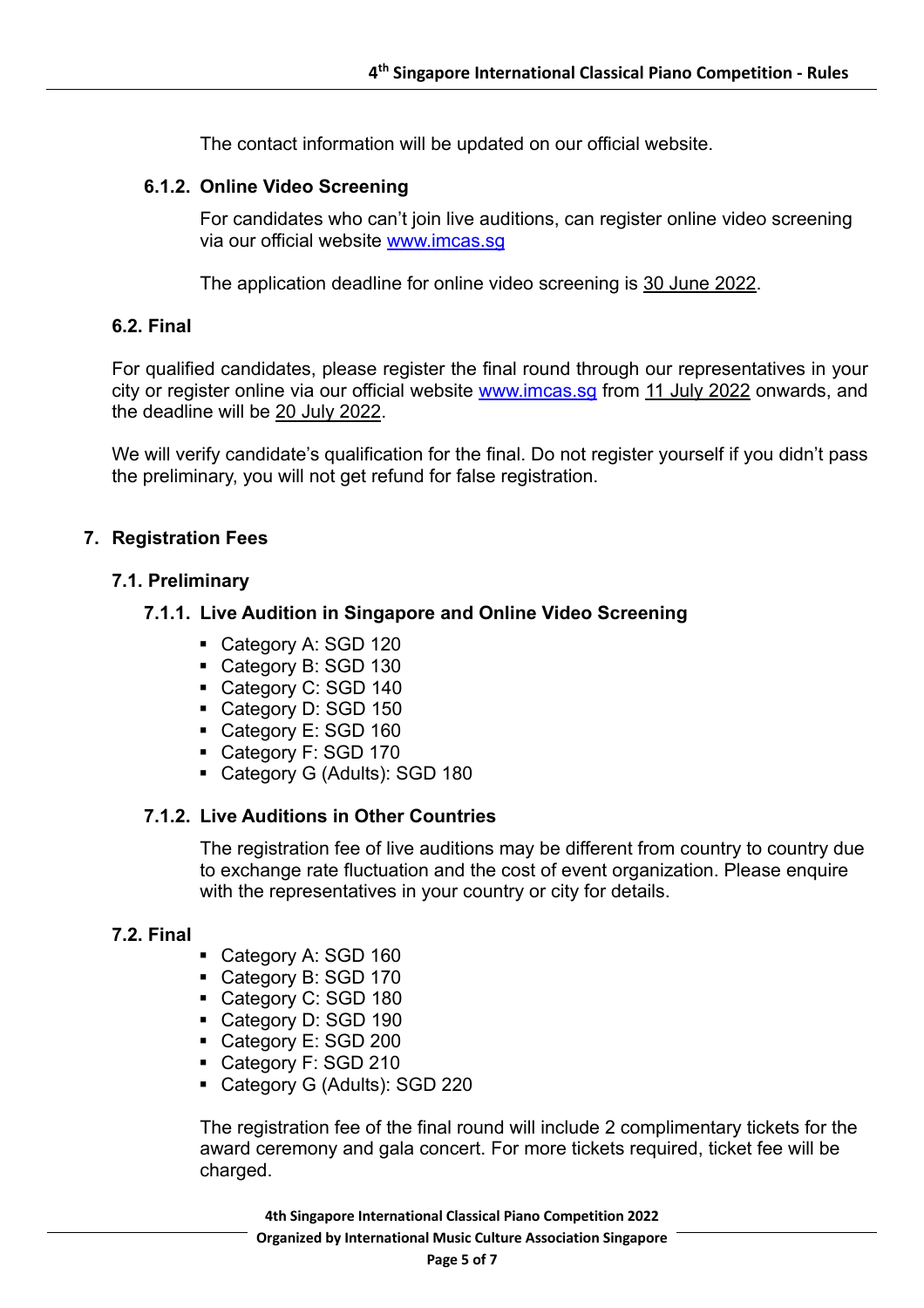The contact information will be updated on our official website.

#### 6.1.2. Online Video Screening

For candidates who can't join live auditions, can register online video screening via our official website www.imcas.sg

The application deadline for online video screening is 30 June 2022.

### 6.2. Final

For qualified candidates, please register the final round through our representatives in your city or register online via our official website www.imcas.sg from 11 July 2022 onwards, and the deadline will be 20 July 2022.

We will verify candidate's qualification for the final. Do not register yourself if you didn't pass the preliminary, you will not get refund for false registration.

## 7. Registration Fees

### 7.1. Preliminary

#### 7.1.1. Live Audition in Singapore and Online Video Screening

- Category A: SGD 120
- Category B: SGD 130
- Category C: SGD 140
- Category D: SGD 150
- Category E: SGD 160
- Category F: SGD 170
- Category G (Adults): SGD 180

#### 7.1.2. Live Auditions in Other Countries

The registration fee of live auditions may be different from country to country due to exchange rate fluctuation and the cost of event organization. Please enquire with the representatives in your country or city for details.

### 7.2. Final

- Category A: SGD 160
- Category B: SGD 170
- Category C: SGD 180
- Category D: SGD 190
- Category E: SGD 200
- Category F: SGD 210
- Category G (Adults): SGD 220

The registration fee of the final round will include 2 complimentary tickets for the award ceremony and gala concert. For more tickets required, ticket fee will be charged.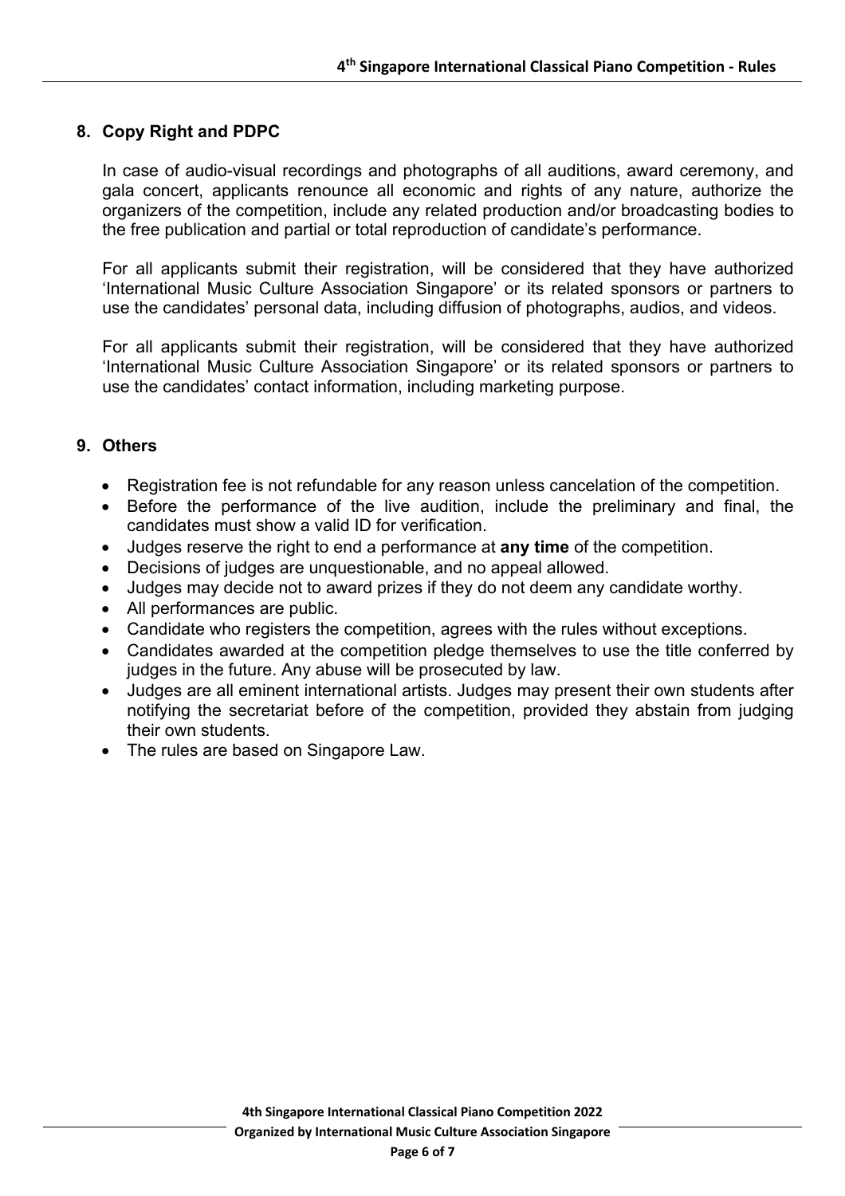## 8. Copy Right and PDPC

In case of audio-visual recordings and photographs of all auditions, award ceremony, and gala concert, applicants renounce all economic and rights of any nature, authorize the organizers of the competition, include any related production and/or broadcasting bodies to the free publication and partial or total reproduction of candidate's performance.

For all applicants submit their registration, will be considered that they have authorized 'International Music Culture Association Singapore' or its related sponsors or partners to use the candidates' personal data, including diffusion of photographs, audios, and videos.

For all applicants submit their registration, will be considered that they have authorized 'International Music Culture Association Singapore' or its related sponsors or partners to use the candidates' contact information, including marketing purpose.

## 9. Others

- Registration fee is not refundable for any reason unless cancelation of the competition.
- Before the performance of the live audition, include the preliminary and final, the candidates must show a valid ID for verification.
- Judges reserve the right to end a performance at **any time** of the competition.
- Decisions of judges are unquestionable, and no appeal allowed.
- Judges may decide not to award prizes if they do not deem any candidate worthy.
- All performances are public.
- Candidate who registers the competition, agrees with the rules without exceptions.
- Candidates awarded at the competition pledge themselves to use the title conferred by judges in the future. Any abuse will be prosecuted by law.
- Judges are all eminent international artists. Judges may present their own students after notifying the secretariat before of the competition, provided they abstain from judging their own students.
- The rules are based on Singapore Law.